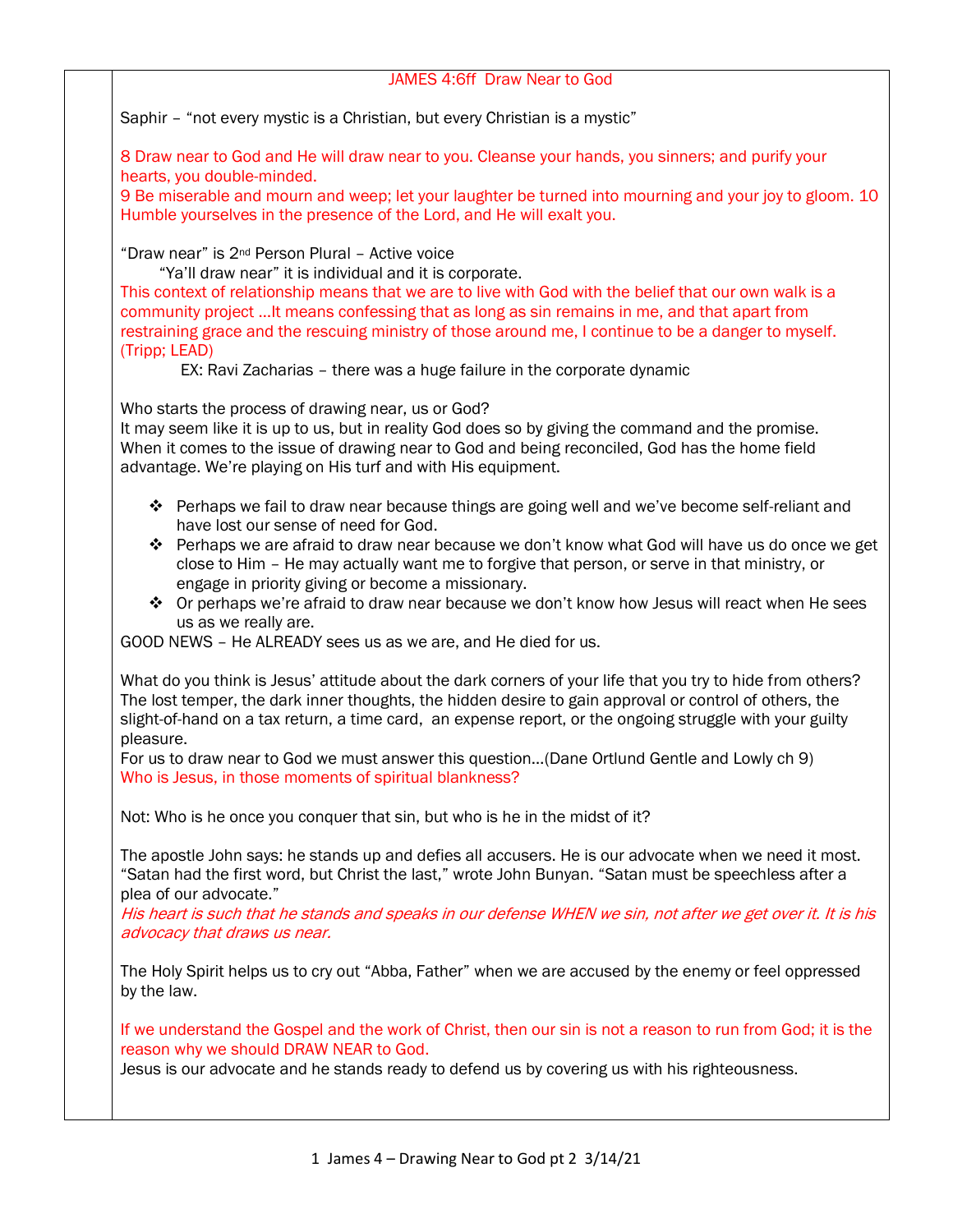# JAMES 4:6ff Draw Near to God

Saphir – "not every mystic is a Christian, but every Christian is a mystic"

8 Draw near to God and He will draw near to you. Cleanse your hands, you sinners; and purify your hearts, you double-minded.
9 Be miserable and mourn and weep; let your laughter be turned into mourning and your joy to gloom. 10 Humble yourselves in the presence of the Lord, and He will exalt you.

"Draw near" is 2nd Person Plural – Active voice

"Ya'll draw near" it is individual and it is corporate.

This context of relationship means that we are to live with God with the belief that our own walk is a community project …It means confessing that as long as sin remains in me, and that apart from restraining grace and the rescuing ministry of those around me, I continue to be a danger to myself. (Tripp; LEAD)

EX: Ravi Zacharias – there was a huge failure in the corporate dynamic

Who starts the process of drawing near, us or God?
It may seem like it is up to us, but in reality God does so by giving the command and the promise. When it comes to the issue of drawing near to God and being reconciled, God has the home field advantage. We're playing on His turf and with His equipment.

- Perhaps we fail to draw near because things are going well and we've become self-reliant and have lost our sense of need for God.
- Perhaps we are afraid to draw near because we don't know what God will have us do once we get close to Him – He may actually want me to forgive that person, or serve in that ministry, or engage in priority giving or become a missionary.
- Or perhaps we're afraid to draw near because we don't know how Jesus will react when He sees us as we really are.

GOOD NEWS – He ALREADY sees us as we are, and He died for us.

What do you think is Jesus' attitude about the dark corners of your life that you try to hide from others? The lost temper, the dark inner thoughts, the hidden desire to gain approval or control of others, the slight-of-hand on a tax return, a time card, an expense report, or the ongoing struggle with your guilty pleasure.
For us to draw near to God we must answer this question…(Dane Ortlund Gentle and Lowly ch 9)
Who is Jesus, in those moments of spiritual blankness?

Not: Who is he once you conquer that sin, but who is he in the midst of it?

The apostle John says: he stands up and defies all accusers. He is our advocate when we need it most. "Satan had the first word, but Christ the last," wrote John Bunyan. "Satan must be speechless after a plea of our advocate."
*His heart is such that he stands and speaks in our defense WHEN we sin, not after we get over it. It is his advocacy that draws us near.*

The Holy Spirit helps us to cry out "Abba, Father" when we are accused by the enemy or feel oppressed by the law.

If we understand the Gospel and the work of Christ, then our sin is not a reason to run from God; it is the reason why we should DRAW NEAR to God.
Jesus is our advocate and he stands ready to defend us by covering us with his righteousness.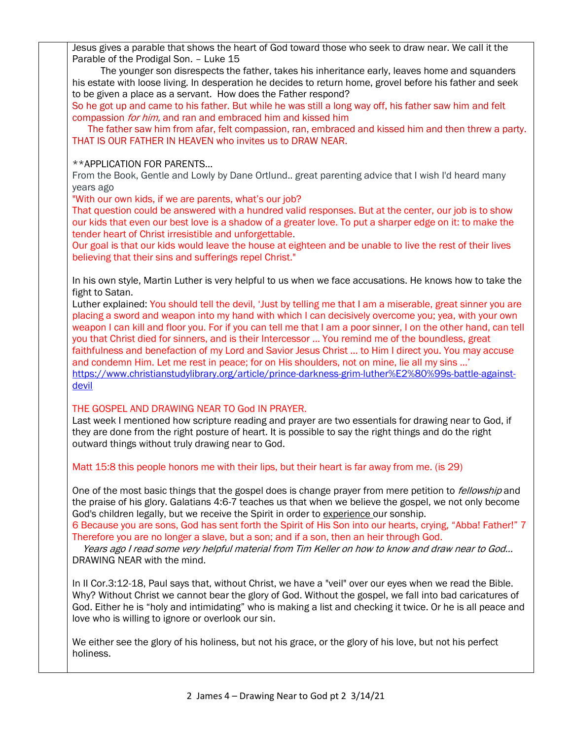Jesus gives a parable that shows the heart of God toward those who seek to draw near. We call it the Parable of the Prodigal Son. – Luke 15

The younger son disrespects the father, takes his inheritance early, leaves home and squanders his estate with loose living. In desperation he decides to return home, grovel before his father and seek to be given a place as a servant. How does the Father respond?

So he got up and came to his father. But while he was still a long way off, his father saw him and felt compassion *for him,* and ran and embraced him and kissed him

The father saw him from afar, felt compassion, ran, embraced and kissed him and then threw a party. THAT IS OUR FATHER IN HEAVEN who invites us to DRAW NEAR.

**APPLICATION FOR PARENTS…

From the Book, Gentle and Lowly by Dane Ortlund.. great parenting advice that I wish I'd heard many years ago

"With our own kids, if we are parents, what's our job?

That question could be answered with a hundred valid responses. But at the center, our job is to show our kids that even our best love is a shadow of a greater love. To put a sharper edge on it: to make the tender heart of Christ irresistible and unforgettable.

Our goal is that our kids would leave the house at eighteen and be unable to live the rest of their lives believing that their sins and sufferings repel Christ."

In his own style, Martin Luther is very helpful to us when we face accusations. He knows how to take the fight to Satan.

Luther explained: You should tell the devil, 'Just by telling me that I am a miserable, great sinner you are placing a sword and weapon into my hand with which I can decisively overcome you; yea, with your own weapon I can kill and floor you. For if you can tell me that I am a poor sinner, I on the other hand, can tell you that Christ died for sinners, and is their Intercessor … You remind me of the boundless, great faithfulness and benefaction of my Lord and Savior Jesus Christ … to Him I direct you. You may accuse and condemn Him. Let me rest in peace; for on His shoulders, not on mine, lie all my sins …'
https://www.christianstudylibrary.org/article/prince-darkness-grim-luther%E2%80%99s-battle-against-devil

THE GOSPEL AND DRAWING NEAR TO God IN PRAYER.

Last week I mentioned how scripture reading and prayer are two essentials for drawing near to God, if they are done from the right posture of heart. It is possible to say the right things and do the right outward things without truly drawing near to God.

Matt 15:8 this people honors me with their lips, but their heart is far away from me. (is 29)

One of the most basic things that the gospel does is change prayer from mere petition to *fellowship* and the praise of his glory. Galatians 4:6-7 teaches us that when we believe the gospel, we not only become God's children legally, but we receive the Spirit in order to experience our sonship.

6 Because you are sons, God has sent forth the Spirit of His Son into our hearts, crying, "Abba! Father!" 7 Therefore you are no longer a slave, but a son; and if a son, then an heir through God.

*Years ago I read some very helpful material from Tim Keller on how to know and draw near to God…*
DRAWING NEAR with the mind.

In II Cor.3:12-18, Paul says that, without Christ, we have a "veil" over our eyes when we read the Bible. Why? Without Christ we cannot bear the glory of God. Without the gospel, we fall into bad caricatures of God. Either he is "holy and intimidating" who is making a list and checking it twice. Or he is all peace and love who is willing to ignore or overlook our sin.

We either see the glory of his holiness, but not his grace, or the glory of his love, but not his perfect holiness.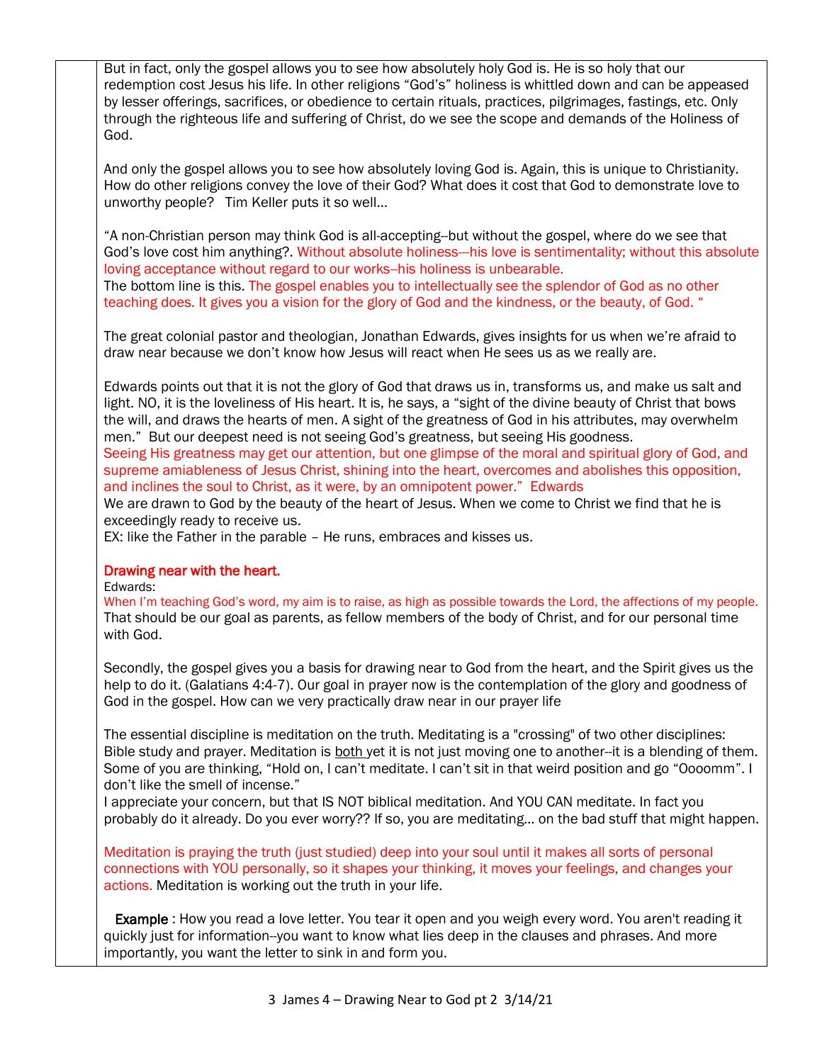But in fact, only the gospel allows you to see how absolutely holy God is. He is so holy that our redemption cost Jesus his life. In other religions "God's" holiness is whittled down and can be appeased by lesser offerings, sacrifices, or obedience to certain rituals, practices, pilgrimages, fastings, etc. Only through the righteous life and suffering of Christ, do we see the scope and demands of the Holiness of God.

And only the gospel allows you to see how absolutely loving God is. Again, this is unique to Christianity. How do other religions convey the love of their God? What does it cost that God to demonstrate love to unworthy people? Tim Keller puts it so well…

"A non-Christian person may think God is all-accepting--but without the gospel, where do we see that God's love cost him anything?. Without absolute holiness---his love is sentimentality; without this absolute loving acceptance without regard to our works--his holiness is unbearable.
The bottom line is this. The gospel enables you to intellectually see the splendor of God as no other teaching does. It gives you a vision for the glory of God and the kindness, or the beauty, of God. "

The great colonial pastor and theologian, Jonathan Edwards, gives insights for us when we're afraid to draw near because we don't know how Jesus will react when He sees us as we really are.

Edwards points out that it is not the glory of God that draws us in, transforms us, and make us salt and light. NO, it is the loveliness of His heart. It is, he says, a "sight of the divine beauty of Christ that bows the will, and draws the hearts of men. A sight of the greatness of God in his attributes, may overwhelm men." But our deepest need is not seeing God's greatness, but seeing His goodness.
Seeing His greatness may get our attention, but one glimpse of the moral and spiritual glory of God, and supreme amiableness of Jesus Christ, shining into the heart, overcomes and abolishes this opposition, and inclines the soul to Christ, as it were, by an omnipotent power." Edwards
We are drawn to God by the beauty of the heart of Jesus. When we come to Christ we find that he is exceedingly ready to receive us.
EX: like the Father in the parable – He runs, embraces and kisses us.

**Drawing near with the heart.**
Edwards:
When I'm teaching God's word, my aim is to raise, as high as possible towards the Lord, the affections of my people.
That should be our goal as parents, as fellow members of the body of Christ, and for our personal time with God.

Secondly, the gospel gives you a basis for drawing near to God from the heart, and the Spirit gives us the help to do it. (Galatians 4:4-7). Our goal in prayer now is the contemplation of the glory and goodness of God in the gospel. How can we very practically draw near in our prayer life

The essential discipline is meditation on the truth. Meditating is a "crossing" of two other disciplines: Bible study and prayer. Meditation is both yet it is not just moving one to another--it is a blending of them. Some of you are thinking, "Hold on, I can't meditate. I can't sit in that weird position and go "Oooomm". I don't like the smell of incense."
I appreciate your concern, but that IS NOT biblical meditation. And YOU CAN meditate. In fact you probably do it already. Do you ever worry?? If so, you are meditating… on the bad stuff that might happen.

Meditation is praying the truth (just studied) deep into your soul until it makes all sorts of personal connections with YOU personally, so it shapes your thinking, it moves your feelings, and changes your actions. Meditation is working out the truth in your life.

**Example** : How you read a love letter. You tear it open and you weigh every word. You aren't reading it quickly just for information--you want to know what lies deep in the clauses and phrases. And more importantly, you want the letter to sink in and form you.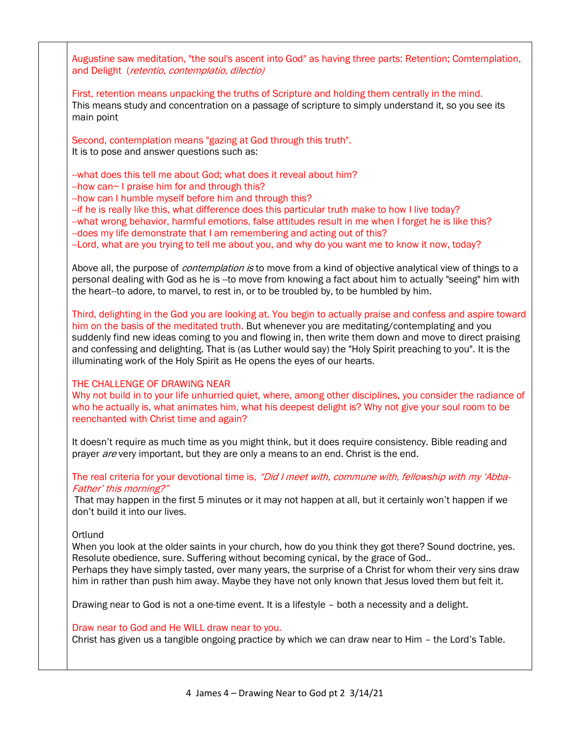Augustine saw meditation, "the soul's ascent into God" as having three parts: Retention; Comtemplation, and Delight (*retentio, contemplatio, dilectio*)

First, retention means unpacking the truths of Scripture and holding them centrally in the mind.
This means study and concentration on a passage of scripture to simply understand it, so you see its main point

Second, contemplation means "gazing at God through this truth".
It is to pose and answer questions such as:

--what does this tell me about God; what does it reveal about him?
--how can~ I praise him for and through this?
--how can I humble myself before him and through this?
--if he is really like this, what difference does this particular truth make to how I live today?
--what wrong behavior, harmful emotions, false attitudes result in me when I forget he is like this?
--does my life demonstrate that I am remembering and acting out of this?
--Lord, what are you trying to tell me about you, and why do you want me to know it now, today?

Above all, the purpose of *contemplation is* to move from a kind of objective analytical view of things to a personal dealing with God as he is --to move from knowing a fact about him to actually "seeing" him with the heart--to adore, to marvel, to rest in, or to be troubled by, to be humbled by him.

Third, delighting in the God you are looking at. You begin to actually praise and confess and aspire toward him on the basis of the meditated truth. But whenever you are meditating/contemplating and you suddenly find new ideas coming to you and flowing in, then write them down and move to direct praising and confessing and delighting. That is (as Luther would say) the "Holy Spirit preaching to you". It is the illuminating work of the Holy Spirit as He opens the eyes of our hearts.

THE CHALLENGE OF DRAWING NEAR
Why not build in to your life unhurried quiet, where, among other disciplines, you consider the radiance of who he actually is, what animates him, what his deepest delight is? Why not give your soul room to be reenchanted with Christ time and again?

It doesn't require as much time as you might think, but it does require consistency. Bible reading and prayer *are* very important, but they are only a means to an end. Christ is the end.

The real criteria for your devotional time is, *"Did I meet with, commune with, fellowship with my 'Abba-Father' this morning?"*
That may happen in the first 5 minutes or it may not happen at all, but it certainly won't happen if we don't build it into our lives.

Ortlund
When you look at the older saints in your church, how do you think they got there? Sound doctrine, yes. Resolute obedience, sure. Suffering without becoming cynical, by the grace of God..
Perhaps they have simply tasted, over many years, the surprise of a Christ for whom their very sins draw him in rather than push him away. Maybe they have not only known that Jesus loved them but felt it.

Drawing near to God is not a one-time event. It is a lifestyle – both a necessity and a delight.

Draw near to God and He WILL draw near to you.
Christ has given us a tangible ongoing practice by which we can draw near to Him – the Lord's Table.